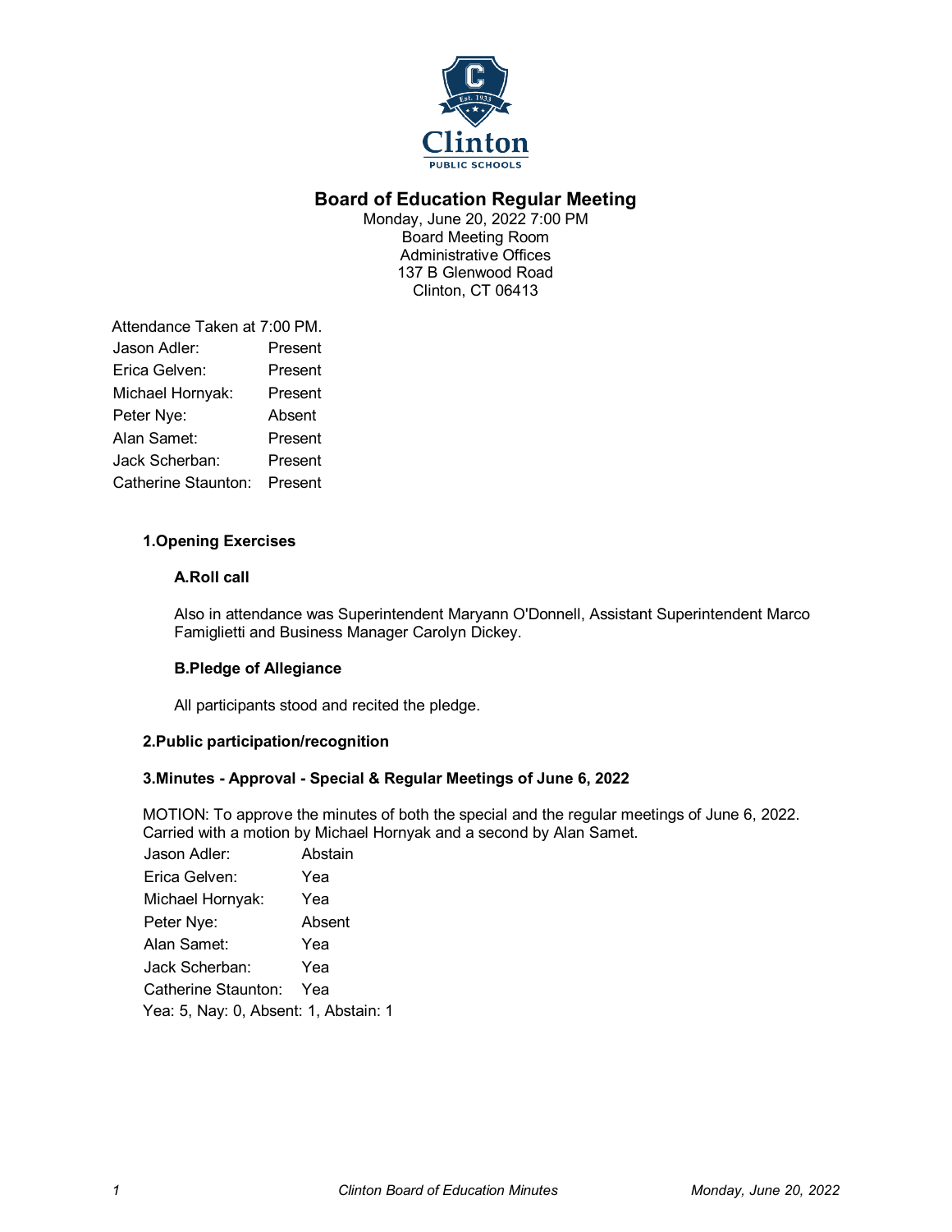# Board of Education Regular Meeting

Monday, June 20, 2022 7:00 PM
Board Meeting Room
Administrative Offices
137 B Glenwood Road
Clinton, CT 06413

Attendance Taken at 7:00 PM.

| | |
|---|---|
| Jason Adler: | Present |
| Erica Gelven: | Present |
| Michael Hornyak: | Present |
| Peter Nye: | Absent |
| Alan Samet: | Present |
| Jack Scherban: | Present |
| Catherine Staunton: | Present |

## 1.Opening Exercises

### A.Roll call

Also in attendance was Superintendent Maryann O'Donnell, Assistant Superintendent Marco Famiglietti and Business Manager Carolyn Dickey.

### B.Pledge of Allegiance

All participants stood and recited the pledge.

## 2.Public participation/recognition

## 3.Minutes - Approval - Special & Regular Meetings of June 6, 2022

MOTION: To approve the minutes of both the special and the regular meetings of June 6, 2022. Carried with a motion by Michael Hornyak and a second by Alan Samet.

| | |
|---|---|
| Jason Adler: | Abstain |
| Erica Gelven: | Yea |
| Michael Hornyak: | Yea |
| Peter Nye: | Absent |
| Alan Samet: | Yea |
| Jack Scherban: | Yea |
| Catherine Staunton: | Yea |

Yea: 5, Nay: 0, Absent: 1, Abstain: 1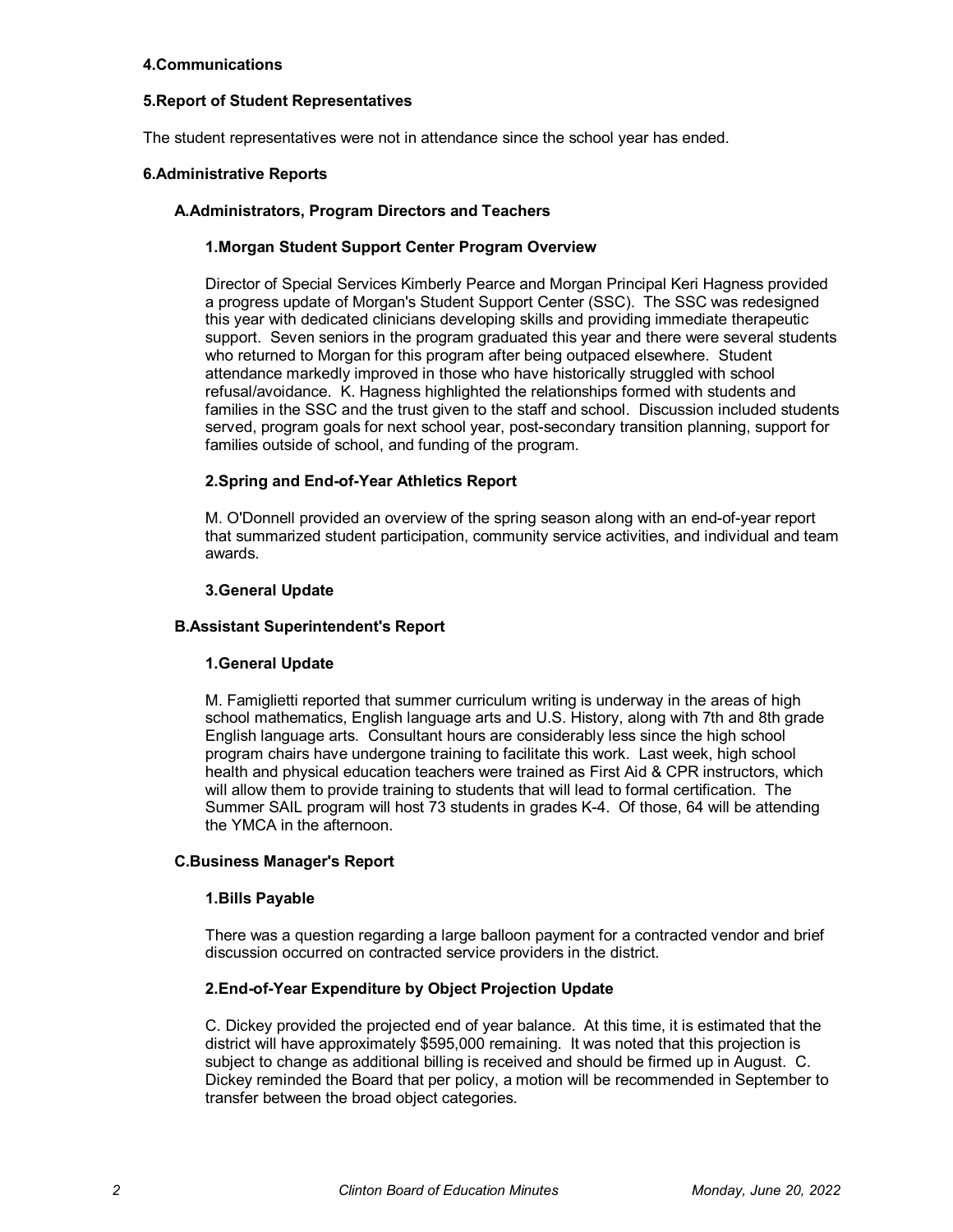### 4.Communications

### 5.Report of Student Representatives

The student representatives were not in attendance since the school year has ended.

### 6.Administrative Reports

#### A.Administrators, Program Directors and Teachers

##### 1.Morgan Student Support Center Program Overview

Director of Special Services Kimberly Pearce and Morgan Principal Keri Hagness provided a progress update of Morgan's Student Support Center (SSC). The SSC was redesigned this year with dedicated clinicians developing skills and providing immediate therapeutic support. Seven seniors in the program graduated this year and there were several students who returned to Morgan for this program after being outpaced elsewhere. Student attendance markedly improved in those who have historically struggled with school refusal/avoidance. K. Hagness highlighted the relationships formed with students and families in the SSC and the trust given to the staff and school. Discussion included students served, program goals for next school year, post-secondary transition planning, support for families outside of school, and funding of the program.

##### 2.Spring and End-of-Year Athletics Report

M. O'Donnell provided an overview of the spring season along with an end-of-year report that summarized student participation, community service activities, and individual and team awards.

##### 3.General Update

#### B.Assistant Superintendent's Report

##### 1.General Update

M. Famiglietti reported that summer curriculum writing is underway in the areas of high school mathematics, English language arts and U.S. History, along with 7th and 8th grade English language arts. Consultant hours are considerably less since the high school program chairs have undergone training to facilitate this work. Last week, high school health and physical education teachers were trained as First Aid & CPR instructors, which will allow them to provide training to students that will lead to formal certification. The Summer SAIL program will host 73 students in grades K-4. Of those, 64 will be attending the YMCA in the afternoon.

#### C.Business Manager's Report

##### 1.Bills Payable

There was a question regarding a large balloon payment for a contracted vendor and brief discussion occurred on contracted service providers in the district.

##### 2.End-of-Year Expenditure by Object Projection Update

C. Dickey provided the projected end of year balance. At this time, it is estimated that the district will have approximately $595,000 remaining. It was noted that this projection is subject to change as additional billing is received and should be firmed up in August. C. Dickey reminded the Board that per policy, a motion will be recommended in September to transfer between the broad object categories.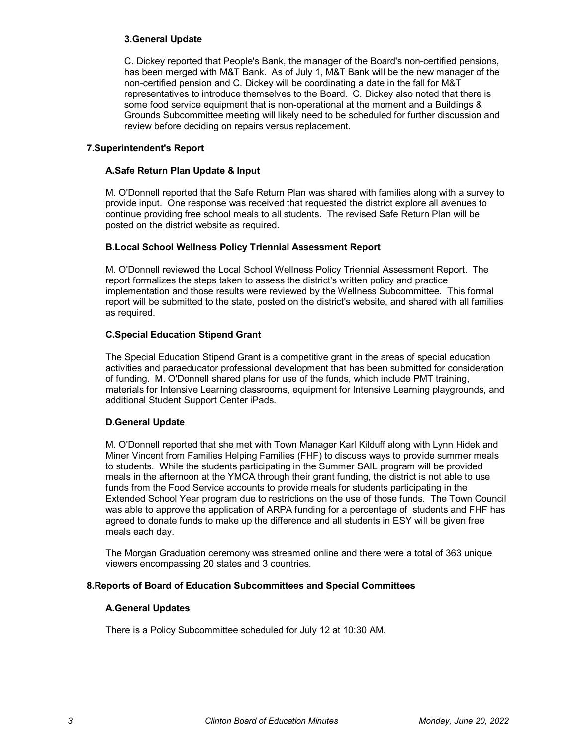### 3.General Update

C. Dickey reported that People's Bank, the manager of the Board's non-certified pensions, has been merged with M&T Bank. As of July 1, M&T Bank will be the new manager of the non-certified pension and C. Dickey will be coordinating a date in the fall for M&T representatives to introduce themselves to the Board. C. Dickey also noted that there is some food service equipment that is non-operational at the moment and a Buildings & Grounds Subcommittee meeting will likely need to be scheduled for further discussion and review before deciding on repairs versus replacement.

## 7.Superintendent's Report

### A.Safe Return Plan Update & Input

M. O'Donnell reported that the Safe Return Plan was shared with families along with a survey to provide input. One response was received that requested the district explore all avenues to continue providing free school meals to all students. The revised Safe Return Plan will be posted on the district website as required.

### B.Local School Wellness Policy Triennial Assessment Report

M. O'Donnell reviewed the Local School Wellness Policy Triennial Assessment Report. The report formalizes the steps taken to assess the district's written policy and practice implementation and those results were reviewed by the Wellness Subcommittee. This formal report will be submitted to the state, posted on the district's website, and shared with all families as required.

### C.Special Education Stipend Grant

The Special Education Stipend Grant is a competitive grant in the areas of special education activities and paraeducator professional development that has been submitted for consideration of funding. M. O'Donnell shared plans for use of the funds, which include PMT training, materials for Intensive Learning classrooms, equipment for Intensive Learning playgrounds, and additional Student Support Center iPads.

### D.General Update

M. O'Donnell reported that she met with Town Manager Karl Kilduff along with Lynn Hidek and Miner Vincent from Families Helping Families (FHF) to discuss ways to provide summer meals to students. While the students participating in the Summer SAIL program will be provided meals in the afternoon at the YMCA through their grant funding, the district is not able to use funds from the Food Service accounts to provide meals for students participating in the Extended School Year program due to restrictions on the use of those funds. The Town Council was able to approve the application of ARPA funding for a percentage of students and FHF has agreed to donate funds to make up the difference and all students in ESY will be given free meals each day.

The Morgan Graduation ceremony was streamed online and there were a total of 363 unique viewers encompassing 20 states and 3 countries.

## 8.Reports of Board of Education Subcommittees and Special Committees

### A.General Updates

There is a Policy Subcommittee scheduled for July 12 at 10:30 AM.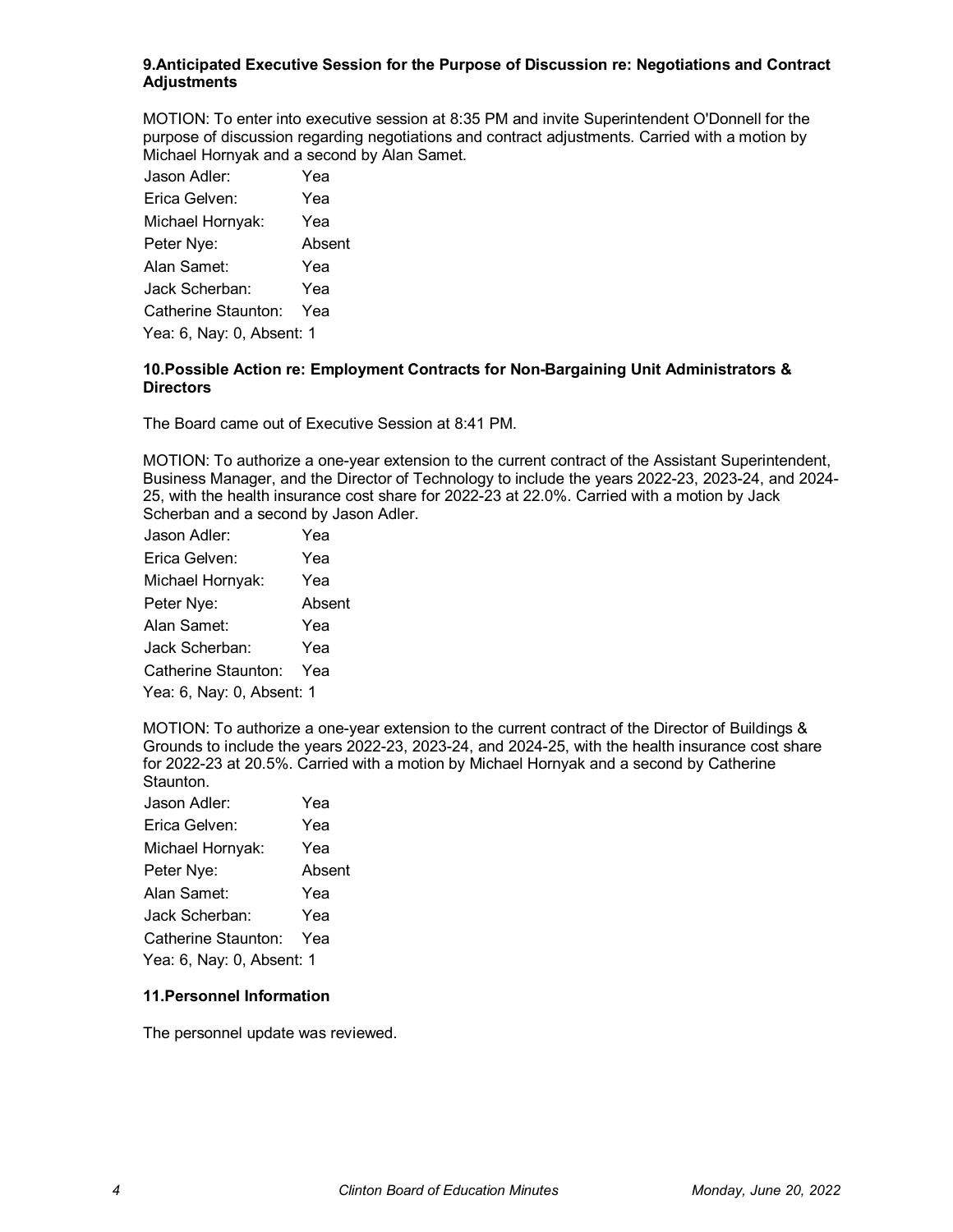**9.Anticipated Executive Session for the Purpose of Discussion re: Negotiations and Contract Adjustments**

MOTION: To enter into executive session at 8:35 PM and invite Superintendent O'Donnell for the purpose of discussion regarding negotiations and contract adjustments. Carried with a motion by Michael Hornyak and a second by Alan Samet.

Jason Adler: Yea
Erica Gelven: Yea
Michael Hornyak: Yea
Peter Nye: Absent
Alan Samet: Yea
Jack Scherban: Yea
Catherine Staunton: Yea
Yea: 6, Nay: 0, Absent: 1

**10.Possible Action re: Employment Contracts for Non-Bargaining Unit Administrators & Directors**

The Board came out of Executive Session at 8:41 PM.

MOTION: To authorize a one-year extension to the current contract of the Assistant Superintendent, Business Manager, and the Director of Technology to include the years 2022-23, 2023-24, and 2024-25, with the health insurance cost share for 2022-23 at 22.0%. Carried with a motion by Jack Scherban and a second by Jason Adler.

Jason Adler: Yea
Erica Gelven: Yea
Michael Hornyak: Yea
Peter Nye: Absent
Alan Samet: Yea
Jack Scherban: Yea
Catherine Staunton: Yea
Yea: 6, Nay: 0, Absent: 1

MOTION: To authorize a one-year extension to the current contract of the Director of Buildings & Grounds to include the years 2022-23, 2023-24, and 2024-25, with the health insurance cost share for 2022-23 at 20.5%. Carried with a motion by Michael Hornyak and a second by Catherine Staunton.

Jason Adler: Yea
Erica Gelven: Yea
Michael Hornyak: Yea
Peter Nye: Absent
Alan Samet: Yea
Jack Scherban: Yea
Catherine Staunton: Yea
Yea: 6, Nay: 0, Absent: 1

**11.Personnel Information**

The personnel update was reviewed.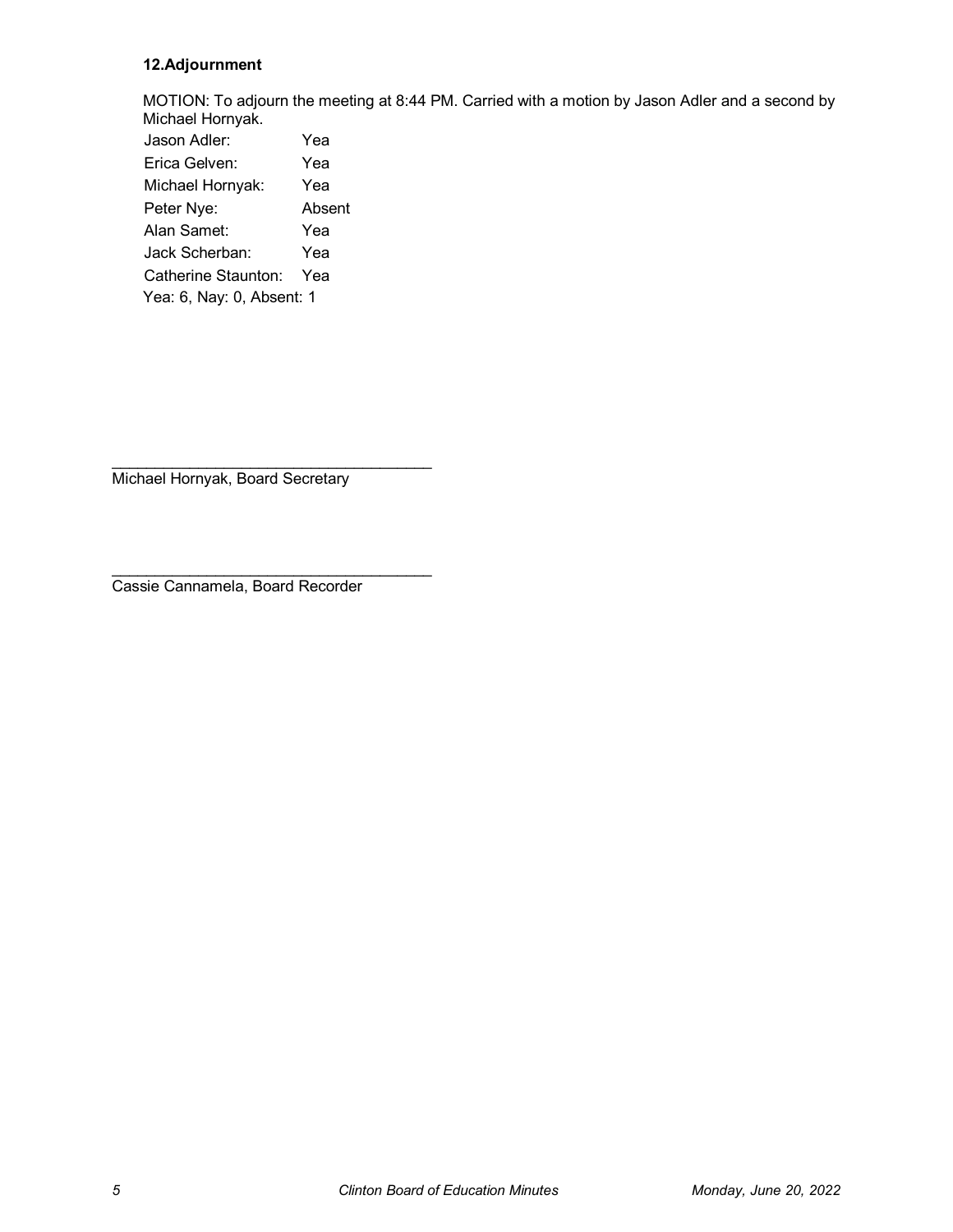### 12.Adjournment

MOTION: To adjourn the meeting at 8:44 PM. Carried with a motion by Jason Adler and a second by Michael Hornyak.

| | |
|---|---|
| Jason Adler: | Yea |
| Erica Gelven: | Yea |
| Michael Hornyak: | Yea |
| Peter Nye: | Absent |
| Alan Samet: | Yea |
| Jack Scherban: | Yea |
| Catherine Staunton: | Yea |

Yea: 6, Nay: 0, Absent: 1

_____________________________________
Michael Hornyak, Board Secretary

_____________________________________
Cassie Cannamela, Board Recorder